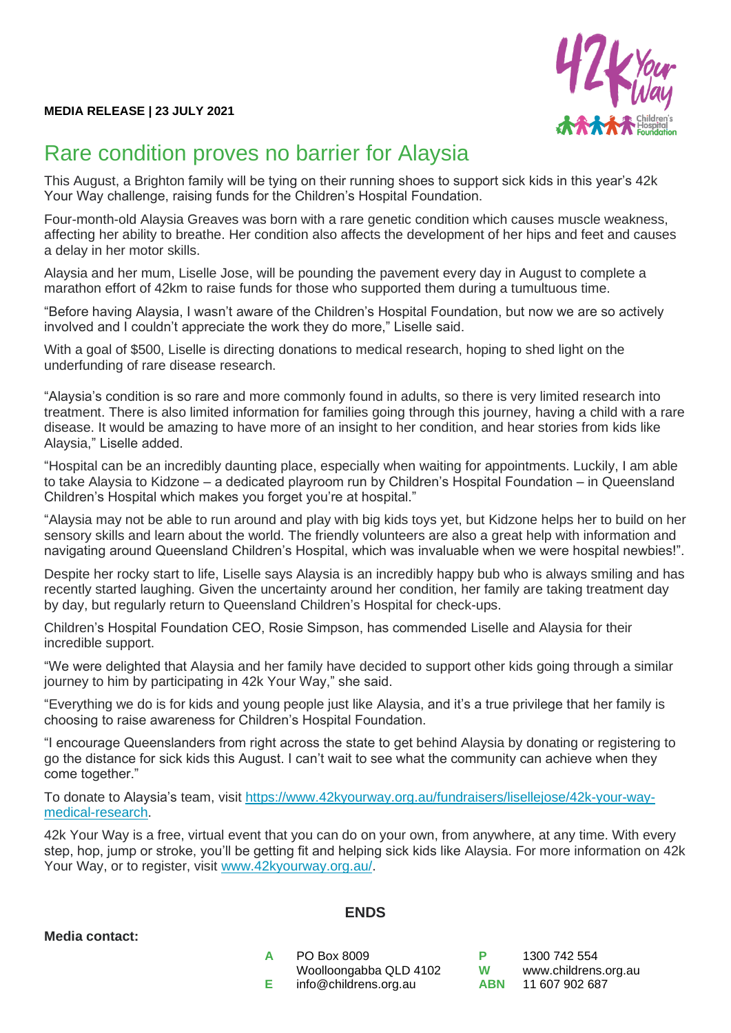**MEDIA RELEASE | 23 JULY 2021**

# Rare condition proves no barrier for Alaysia

This August, a Brighton family will be tying on their running shoes to support sick kids in this year's 42k Your Way challenge, raising funds for the Children's Hospital Foundation.

Four-month-old Alaysia Greaves was born with a rare genetic condition which causes muscle weakness, affecting her ability to breathe. Her condition also affects the development of her hips and feet and causes a delay in her motor skills.

Alaysia and her mum, Liselle Jose, will be pounding the pavement every day in August to complete a marathon effort of 42km to raise funds for those who supported them during a tumultuous time.

"Before having Alaysia, I wasn't aware of the Children's Hospital Foundation, but now we are so actively involved and I couldn't appreciate the work they do more," Liselle said.

With a goal of $500, Liselle is directing donations to medical research, hoping to shed light on the underfunding of rare disease research.

"Alaysia's condition is so rare and more commonly found in adults, so there is very limited research into treatment. There is also limited information for families going through this journey, having a child with a rare disease. It would be amazing to have more of an insight to her condition, and hear stories from kids like Alaysia," Liselle added.

"Hospital can be an incredibly daunting place, especially when waiting for appointments. Luckily, I am able to take Alaysia to Kidzone – a dedicated playroom run by Children's Hospital Foundation – in Queensland Children's Hospital which makes you forget you're at hospital."

"Alaysia may not be able to run around and play with big kids toys yet, but Kidzone helps her to build on her sensory skills and learn about the world. The friendly volunteers are also a great help with information and navigating around Queensland Children's Hospital, which was invaluable when we were hospital newbies!".

Despite her rocky start to life, Liselle says Alaysia is an incredibly happy bub who is always smiling and has recently started laughing. Given the uncertainty around her condition, her family are taking treatment day by day, but regularly return to Queensland Children's Hospital for check-ups.

Children's Hospital Foundation CEO, Rosie Simpson, has commended Liselle and Alaysia for their incredible support.

"We were delighted that Alaysia and her family have decided to support other kids going through a similar journey to him by participating in 42k Your Way," she said.

"Everything we do is for kids and young people just like Alaysia, and it's a true privilege that her family is choosing to raise awareness for Children's Hospital Foundation.

"I encourage Queenslanders from right across the state to get behind Alaysia by donating or registering to go the distance for sick kids this August. I can't wait to see what the community can achieve when they come together."

To donate to Alaysia's team, visit [https://www.42kyourway.org.au/fundraisers/lisellejose/42k-your-way-medical-research](https://www.42kyourway.org.au/fundraisers/lisellejose/42k-your-way-medical-research).

42k Your Way is a free, virtual event that you can do on your own, from anywhere, at any time. With every step, hop, jump or stroke, you'll be getting fit and helping sick kids like Alaysia. For more information on 42k Your Way, or to register, visit [www.42kyourway.org.au/](www.42kyourway.org.au/).

**ENDS**

**Media contact:**

A PO Box 8009
Woolloongabba QLD 4102
E info@childrens.org.au

P 1300 742 554
W www.childrens.org.au
ABN 11 607 902 687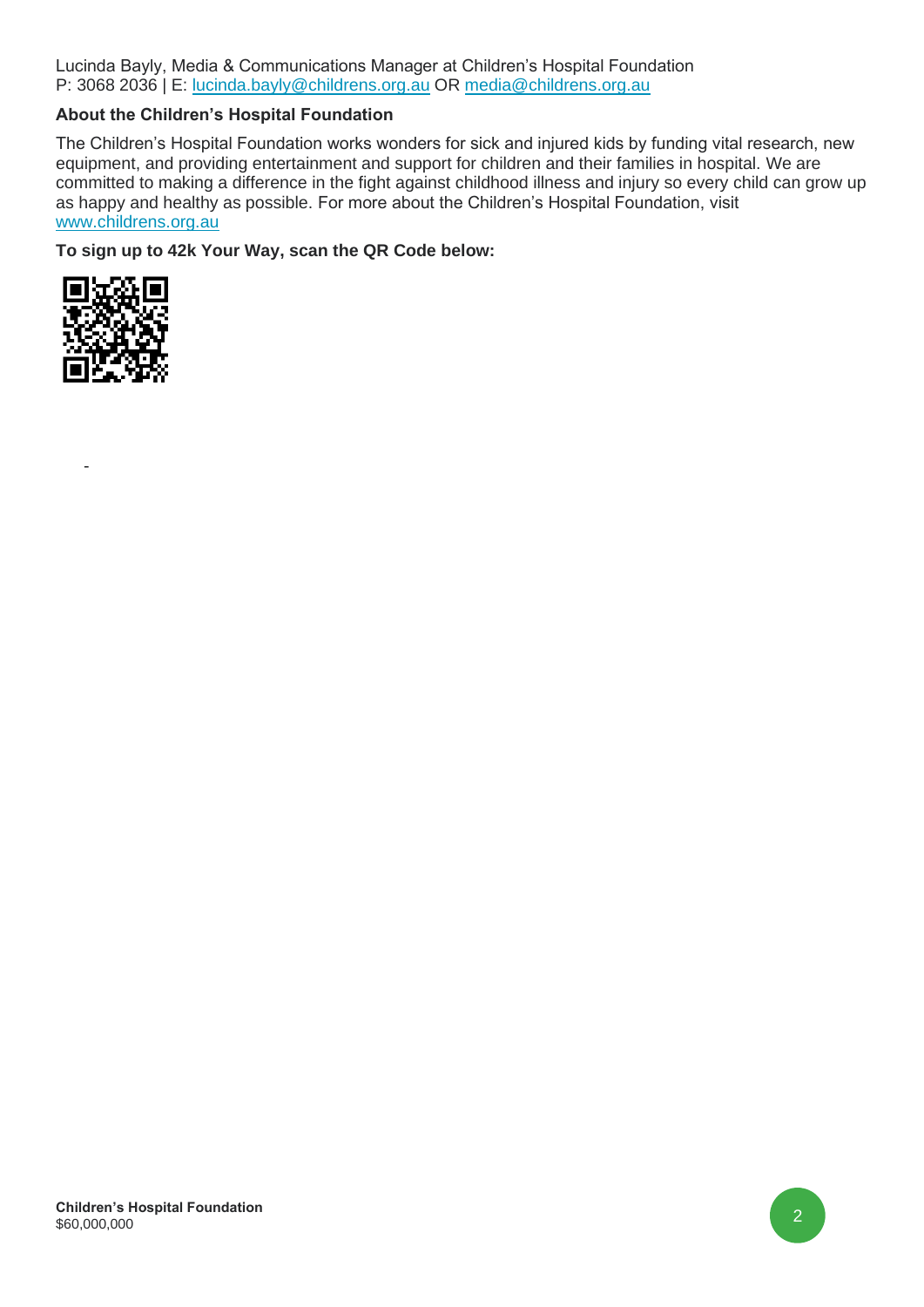Lucinda Bayly, Media & Communications Manager at Children's Hospital Foundation
P: 3068 2036 | E: lucinda.bayly@childrens.org.au OR media@childrens.org.au

**About the Children's Hospital Foundation**

The Children's Hospital Foundation works wonders for sick and injured kids by funding vital research, new equipment, and providing entertainment and support for children and their families in hospital. We are committed to making a difference in the fight against childhood illness and injury so every child can grow up as happy and healthy as possible. For more about the Children's Hospital Foundation, visit www.childrens.org.au

**To sign up to 42k Your Way, scan the QR Code below:**

-

**Children's Hospital Foundation**
$60,000,000